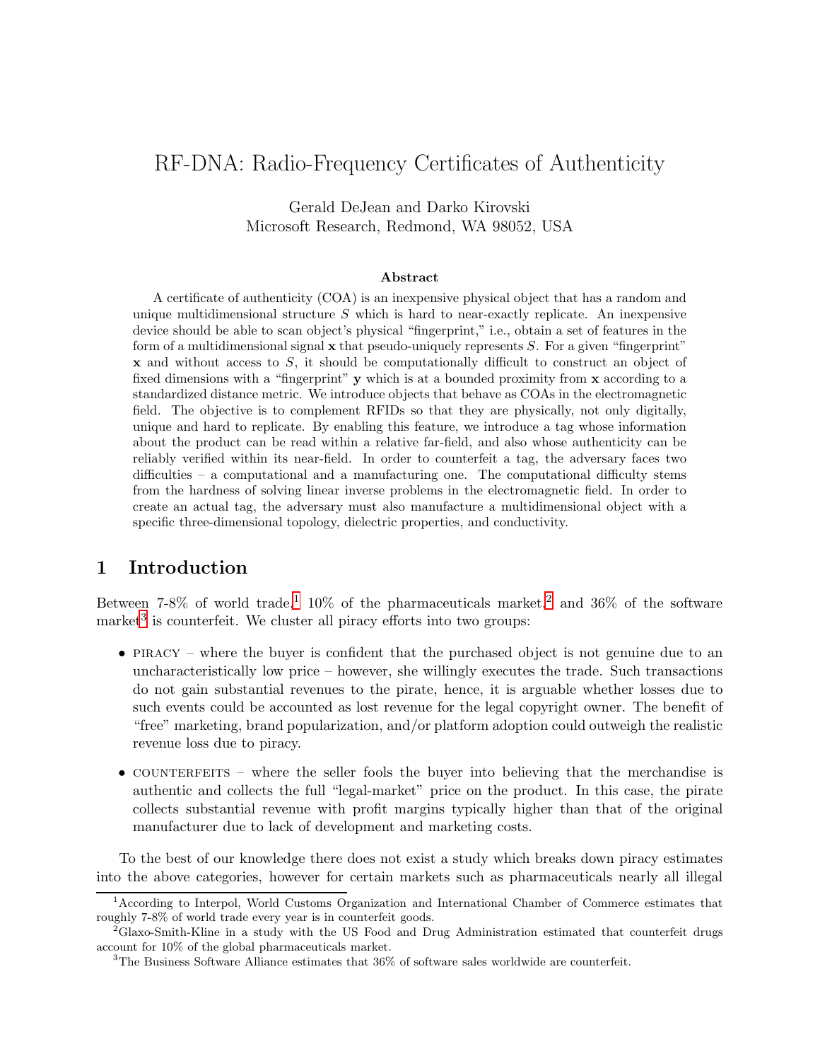# RF-DNA: Radio-Frequency Certificates of Authenticity

Gerald DeJean and Darko Kirovski
Microsoft Research, Redmond, WA 98052, USA

### Abstract

A certificate of authenticity (COA) is an inexpensive physical object that has a random and unique multidimensional structure $S$ which is hard to near-exactly replicate. An inexpensive device should be able to scan object's physical "fingerprint," i.e., obtain a set of features in the form of a multidimensional signal $\mathbf{x}$ that pseudo-uniquely represents $S$. For a given "fingerprint" $\mathbf{x}$ and without access to $S$, it should be computationally difficult to construct an object of fixed dimensions with a "fingerprint" $\mathbf{y}$ which is at a bounded proximity from $\mathbf{x}$ according to a standardized distance metric. We introduce objects that behave as COAs in the electromagnetic field. The objective is to complement RFIDs so that they are physically, not only digitally, unique and hard to replicate. By enabling this feature, we introduce a tag whose information about the product can be read within a relative far-field, and also whose authenticity can be reliably verified within its near-field. In order to counterfeit a tag, the adversary faces two difficulties – a computational and a manufacturing one. The computational difficulty stems from the hardness of solving linear inverse problems in the electromagnetic field. In order to create an actual tag, the adversary must also manufacture a multidimensional object with a specific three-dimensional topology, dielectric properties, and conductivity.

## 1 Introduction

Between 7-8% of world trade,[1] 10% of the pharmaceuticals market,[2] and 36% of the software market[3] is counterfeit. We cluster all piracy efforts into two groups:

- PIRACY – where the buyer is confident that the purchased object is not genuine due to an uncharacteristically low price – however, she willingly executes the trade. Such transactions do not gain substantial revenues to the pirate, hence, it is arguable whether losses due to such events could be accounted as lost revenue for the legal copyright owner. The benefit of "free" marketing, brand popularization, and/or platform adoption could outweigh the realistic revenue loss due to piracy.
- COUNTERFEITS – where the seller fools the buyer into believing that the merchandise is authentic and collects the full "legal-market" price on the product. In this case, the pirate collects substantial revenue with profit margins typically higher than that of the original manufacturer due to lack of development and marketing costs.

To the best of our knowledge there does not exist a study which breaks down piracy estimates into the above categories, however for certain markets such as pharmaceuticals nearly all illegal

[1] According to Interpol, World Customs Organization and International Chamber of Commerce estimates that roughly 7-8% of world trade every year is in counterfeit goods.

[2] Glaxo-Smith-Kline in a study with the US Food and Drug Administration estimated that counterfeit drugs account for 10% of the global pharmaceuticals market.

[3] The Business Software Alliance estimates that 36% of software sales worldwide are counterfeit.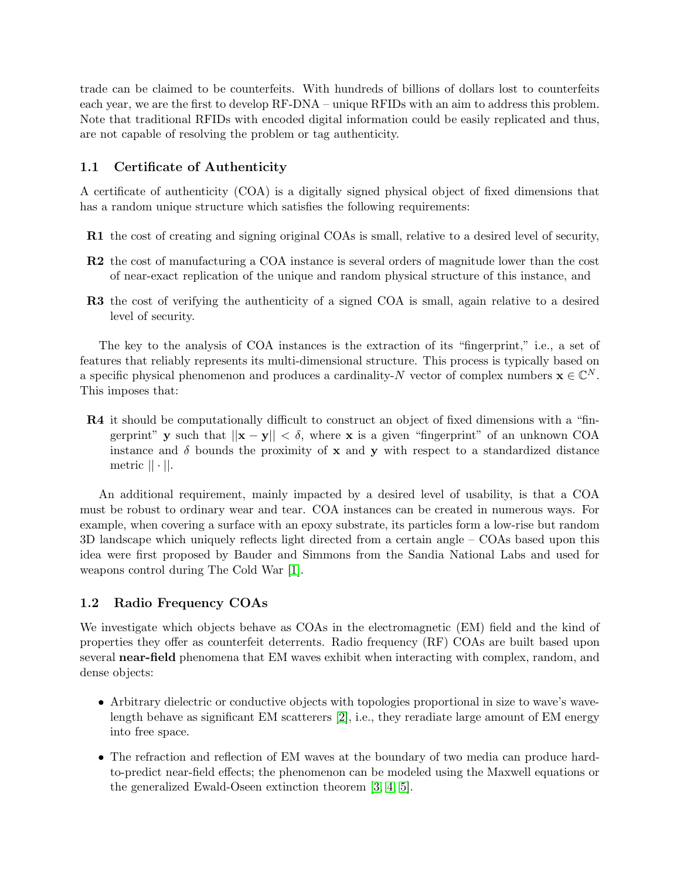trade can be claimed to be counterfeits. With hundreds of billions of dollars lost to counterfeits each year, we are the first to develop RF-DNA – unique RFIDs with an aim to address this problem. Note that traditional RFIDs with encoded digital information could be easily replicated and thus, are not capable of resolving the problem or tag authenticity.

## 1.1 Certificate of Authenticity

A certificate of authenticity (COA) is a digitally signed physical object of fixed dimensions that has a random unique structure which satisfies the following requirements:

- **R1** the cost of creating and signing original COAs is small, relative to a desired level of security,
- **R2** the cost of manufacturing a COA instance is several orders of magnitude lower than the cost of near-exact replication of the unique and random physical structure of this instance, and
- **R3** the cost of verifying the authenticity of a signed COA is small, again relative to a desired level of security.

The key to the analysis of COA instances is the extraction of its "fingerprint," i.e., a set of features that reliably represents its multi-dimensional structure. This process is typically based on a specific physical phenomenon and produces a cardinality-$N$ vector of complex numbers $\mathbf{x} \in \mathbb{C}^N$. This imposes that:

- **R4** it should be computationally difficult to construct an object of fixed dimensions with a "fingerprint" $\mathbf{y}$ such that $||\mathbf{x} - \mathbf{y}|| < \delta$, where $\mathbf{x}$ is a given "fingerprint" of an unknown COA instance and $\delta$ bounds the proximity of $\mathbf{x}$ and $\mathbf{y}$ with respect to a standardized distance metric $|| \cdot ||$.

An additional requirement, mainly impacted by a desired level of usability, is that a COA must be robust to ordinary wear and tear. COA instances can be created in numerous ways. For example, when covering a surface with an epoxy substrate, its particles form a low-rise but random 3D landscape which uniquely reflects light directed from a certain angle – COAs based upon this idea were first proposed by Bauder and Simmons from the Sandia National Labs and used for weapons control during The Cold War [1].

## 1.2 Radio Frequency COAs

We investigate which objects behave as COAs in the electromagnetic (EM) field and the kind of properties they offer as counterfeit deterrents. Radio frequency (RF) COAs are built based upon several **near-field** phenomena that EM waves exhibit when interacting with complex, random, and dense objects:

- Arbitrary dielectric or conductive objects with topologies proportional in size to wave's wavelength behave as significant EM scatterers [2], i.e., they reradiate large amount of EM energy into free space.
- The refraction and reflection of EM waves at the boundary of two media can produce hard-to-predict near-field effects; the phenomenon can be modeled using the Maxwell equations or the generalized Ewald-Oseen extinction theorem [3, 4, 5].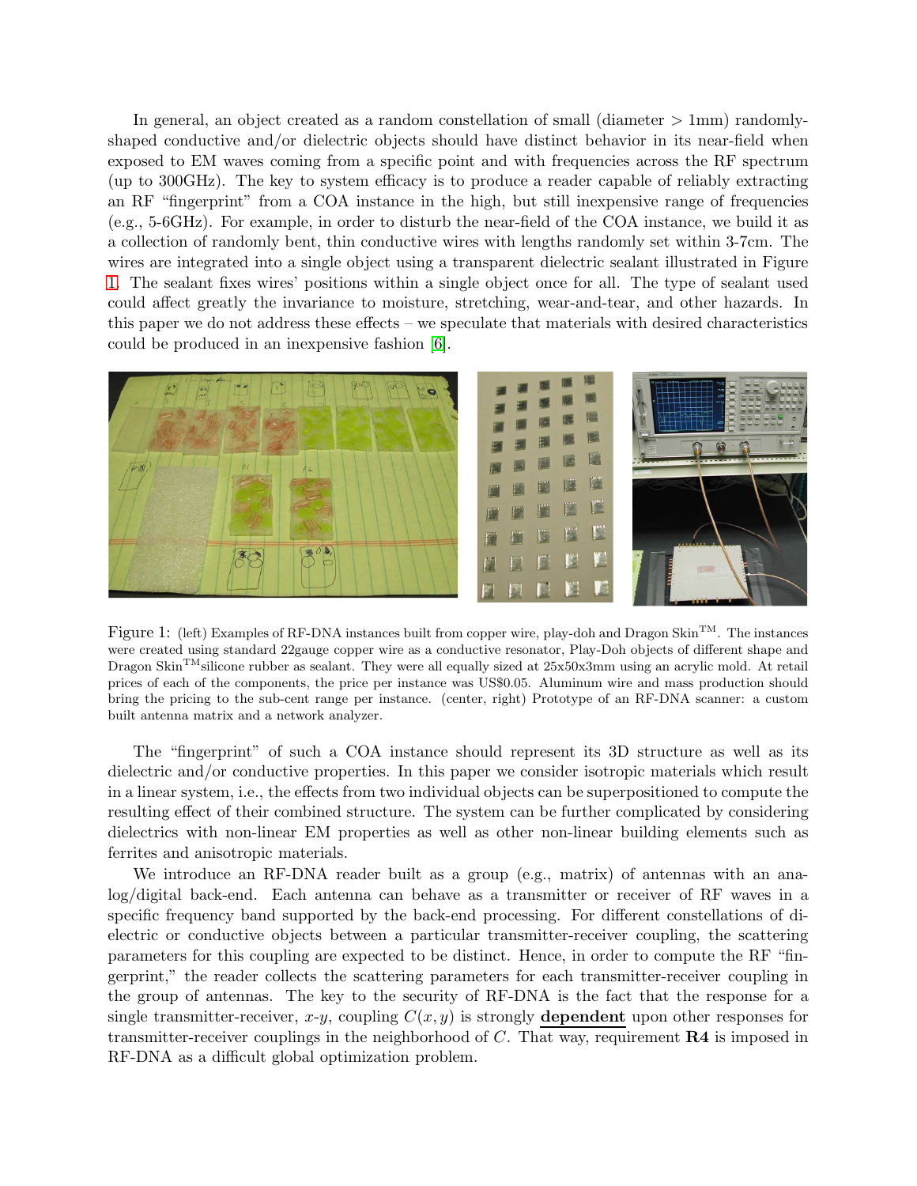In general, an object created as a random constellation of small (diameter > 1mm) randomly-shaped conductive and/or dielectric objects should have distinct behavior in its near-field when exposed to EM waves coming from a specific point and with frequencies across the RF spectrum (up to 300GHz). The key to system efficacy is to produce a reader capable of reliably extracting an RF "fingerprint" from a COA instance in the high, but still inexpensive range of frequencies (e.g., 5-6GHz). For example, in order to disturb the near-field of the COA instance, we build it as a collection of randomly bent, thin conductive wires with lengths randomly set within 3-7cm. The wires are integrated into a single object using a transparent dielectric sealant illustrated in Figure 1. The sealant fixes wires' positions within a single object once for all. The type of sealant used could affect greatly the invariance to moisture, stretching, wear-and-tear, and other hazards. In this paper we do not address these effects – we speculate that materials with desired characteristics could be produced in an inexpensive fashion [6].

Figure 1: (left) Examples of RF-DNA instances built from copper wire, play-doh and Dragon Skin™. The instances were created using standard 22gauge copper wire as a conductive resonator, Play-Doh objects of different shape and Dragon Skin™silicone rubber as sealant. They were all equally sized at 25x50x3mm using an acrylic mold. At retail prices of each of the components, the price per instance was US$0.05. Aluminum wire and mass production should bring the pricing to the sub-cent range per instance. (center, right) Prototype of an RF-DNA scanner: a custom built antenna matrix and a network analyzer.

The "fingerprint" of such a COA instance should represent its 3D structure as well as its dielectric and/or conductive properties. In this paper we consider isotropic materials which result in a linear system, i.e., the effects from two individual objects can be superpositioned to compute the resulting effect of their combined structure. The system can be further complicated by considering dielectrics with non-linear EM properties as well as other non-linear building elements such as ferrites and anisotropic materials.

We introduce an RF-DNA reader built as a group (e.g., matrix) of antennas with an analog/digital back-end. Each antenna can behave as a transmitter or receiver of RF waves in a specific frequency band supported by the back-end processing. For different constellations of dielectric or conductive objects between a particular transmitter-receiver coupling, the scattering parameters for this coupling are expected to be distinct. Hence, in order to compute the RF "fingerprint," the reader collects the scattering parameters for each transmitter-receiver coupling in the group of antennas. The key to the security of RF-DNA is the fact that the response for a single transmitter-receiver, $x$-$y$, coupling $C(x, y)$ is strongly **dependent** upon other responses for transmitter-receiver couplings in the neighborhood of $C$. That way, requirement **R4** is imposed in RF-DNA as a difficult global optimization problem.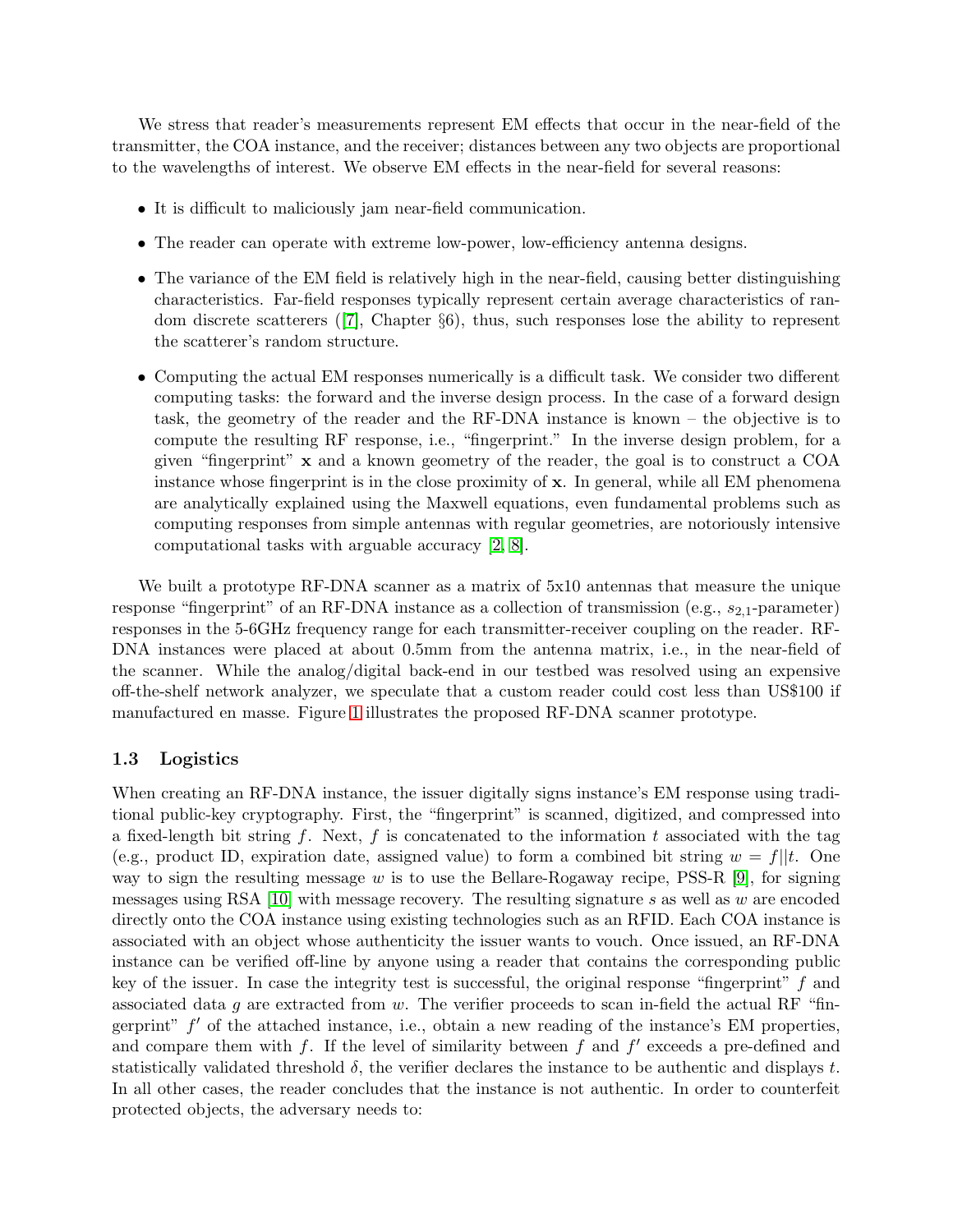We stress that reader's measurements represent EM effects that occur in the near-field of the transmitter, the COA instance, and the receiver; distances between any two objects are proportional to the wavelengths of interest. We observe EM effects in the near-field for several reasons:

- It is difficult to maliciously jam near-field communication.
- The reader can operate with extreme low-power, low-efficiency antenna designs.
- The variance of the EM field is relatively high in the near-field, causing better distinguishing characteristics. Far-field responses typically represent certain average characteristics of random discrete scatterers ([7], Chapter §6), thus, such responses lose the ability to represent the scatterer's random structure.
- Computing the actual EM responses numerically is a difficult task. We consider two different computing tasks: the forward and the inverse design process. In the case of a forward design task, the geometry of the reader and the RF-DNA instance is known – the objective is to compute the resulting RF response, i.e., "fingerprint." In the inverse design problem, for a given "fingerprint" $\mathbf{x}$ and a known geometry of the reader, the goal is to construct a COA instance whose fingerprint is in the close proximity of $\mathbf{x}$. In general, while all EM phenomena are analytically explained using the Maxwell equations, even fundamental problems such as computing responses from simple antennas with regular geometries, are notoriously intensive computational tasks with arguable accuracy [2, 8].

We built a prototype RF-DNA scanner as a matrix of 5x10 antennas that measure the unique response "fingerprint" of an RF-DNA instance as a collection of transmission (e.g., $s_{2,1}$-parameter) responses in the 5-6GHz frequency range for each transmitter-receiver coupling on the reader. RF-DNA instances were placed at about 0.5mm from the antenna matrix, i.e., in the near-field of the scanner. While the analog/digital back-end in our testbed was resolved using an expensive off-the-shelf network analyzer, we speculate that a custom reader could cost less than US$100 if manufactured en masse. Figure 1 illustrates the proposed RF-DNA scanner prototype.

### 1.3 Logistics

When creating an RF-DNA instance, the issuer digitally signs instance's EM response using traditional public-key cryptography. First, the "fingerprint" is scanned, digitized, and compressed into a fixed-length bit string $f$. Next, $f$ is concatenated to the information $t$ associated with the tag (e.g., product ID, expiration date, assigned value) to form a combined bit string $w = f||t$. One way to sign the resulting message $w$ is to use the Bellare-Rogaway recipe, PSS-R [9], for signing messages using RSA [10] with message recovery. The resulting signature $s$ as well as $w$ are encoded directly onto the COA instance using existing technologies such as an RFID. Each COA instance is associated with an object whose authenticity the issuer wants to vouch. Once issued, an RF-DNA instance can be verified off-line by anyone using a reader that contains the corresponding public key of the issuer. In case the integrity test is successful, the original response "fingerprint" $f$ and associated data $g$ are extracted from $w$. The verifier proceeds to scan in-field the actual RF "fingerprint" $f'$ of the attached instance, i.e., obtain a new reading of the instance's EM properties, and compare them with $f$. If the level of similarity between $f$ and $f'$ exceeds a pre-defined and statistically validated threshold $\delta$, the verifier declares the instance to be authentic and displays $t$. In all other cases, the reader concludes that the instance is not authentic. In order to counterfeit protected objects, the adversary needs to: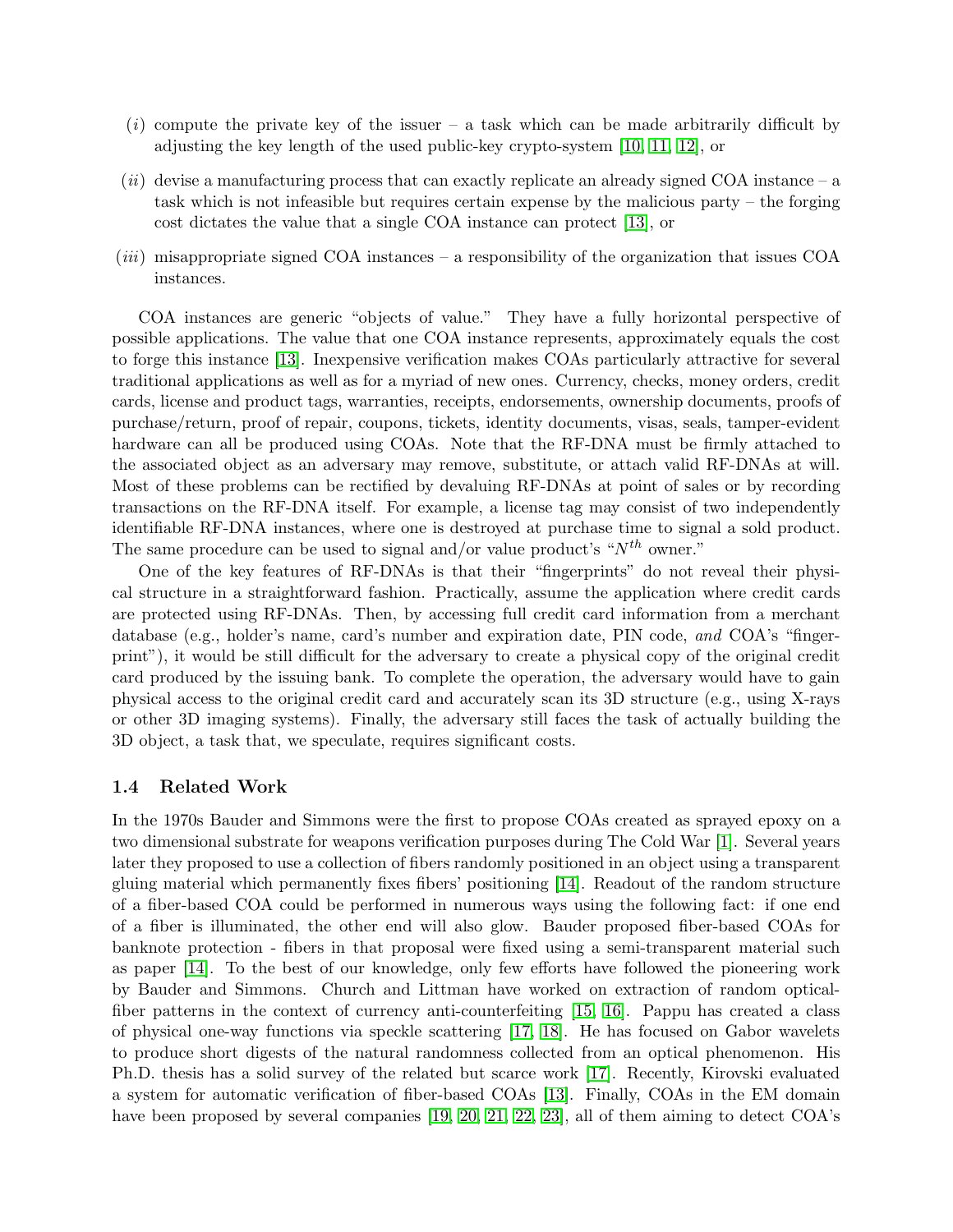($i$) compute the private key of the issuer – a task which can be made arbitrarily difficult by adjusting the key length of the used public-key crypto-system [10, 11, 12], or

($ii$) devise a manufacturing process that can exactly replicate an already signed COA instance – a task which is not infeasible but requires certain expense by the malicious party – the forging cost dictates the value that a single COA instance can protect [13], or

($iii$) misappropriate signed COA instances – a responsibility of the organization that issues COA instances.

COA instances are generic "objects of value." They have a fully horizontal perspective of possible applications. The value that one COA instance represents, approximately equals the cost to forge this instance [13]. Inexpensive verification makes COAs particularly attractive for several traditional applications as well as for a myriad of new ones. Currency, checks, money orders, credit cards, license and product tags, warranties, receipts, endorsements, ownership documents, proofs of purchase/return, proof of repair, coupons, tickets, identity documents, visas, seals, tamper-evident hardware can all be produced using COAs. Note that the RF-DNA must be firmly attached to the associated object as an adversary may remove, substitute, or attach valid RF-DNAs at will. Most of these problems can be rectified by devaluing RF-DNAs at point of sales or by recording transactions on the RF-DNA itself. For example, a license tag may consist of two independently identifiable RF-DNA instances, where one is destroyed at purchase time to signal a sold product. The same procedure can be used to signal and/or value product's "$N^{th}$ owner."

One of the key features of RF-DNAs is that their "fingerprints" do not reveal their physical structure in a straightforward fashion. Practically, assume the application where credit cards are protected using RF-DNAs. Then, by accessing full credit card information from a merchant database (e.g., holder's name, card's number and expiration date, PIN code, *and* COA's "fingerprint"), it would be still difficult for the adversary to create a physical copy of the original credit card produced by the issuing bank. To complete the operation, the adversary would have to gain physical access to the original credit card and accurately scan its 3D structure (e.g., using X-rays or other 3D imaging systems). Finally, the adversary still faces the task of actually building the 3D object, a task that, we speculate, requires significant costs.

### 1.4 Related Work

In the 1970s Bauder and Simmons were the first to propose COAs created as sprayed epoxy on a two dimensional substrate for weapons verification purposes during The Cold War [1]. Several years later they proposed to use a collection of fibers randomly positioned in an object using a transparent gluing material which permanently fixes fibers' positioning [14]. Readout of the random structure of a fiber-based COA could be performed in numerous ways using the following fact: if one end of a fiber is illuminated, the other end will also glow. Bauder proposed fiber-based COAs for banknote protection - fibers in that proposal were fixed using a semi-transparent material such as paper [14]. To the best of our knowledge, only few efforts have followed the pioneering work by Bauder and Simmons. Church and Littman have worked on extraction of random optical-fiber patterns in the context of currency anti-counterfeiting [15, 16]. Pappu has created a class of physical one-way functions via speckle scattering [17, 18]. He has focused on Gabor wavelets to produce short digests of the natural randomness collected from an optical phenomenon. His Ph.D. thesis has a solid survey of the related but scarce work [17]. Recently, Kirovski evaluated a system for automatic verification of fiber-based COAs [13]. Finally, COAs in the EM domain have been proposed by several companies [19, 20, 21, 22, 23], all of them aiming to detect COA's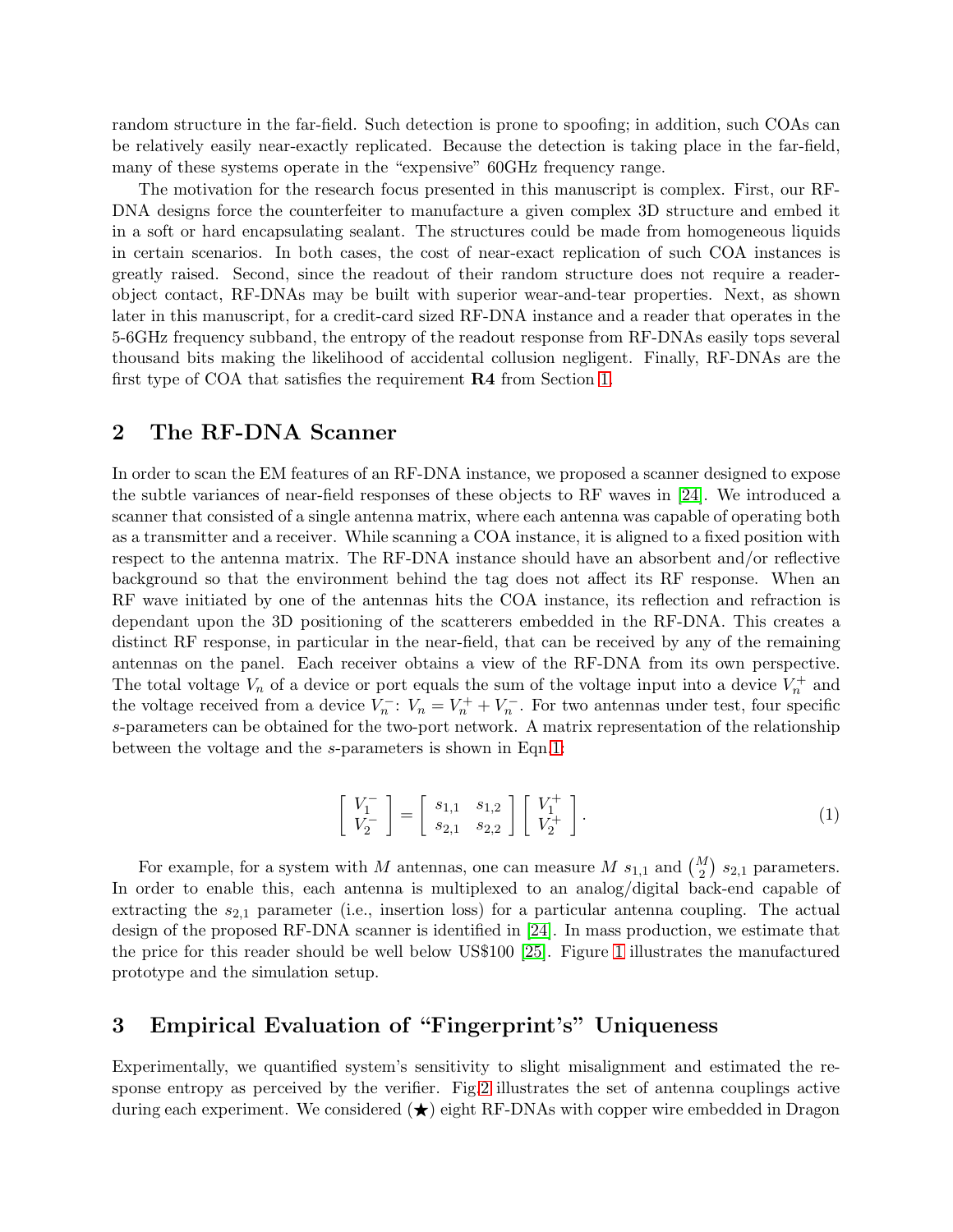random structure in the far-field. Such detection is prone to spoofing; in addition, such COAs can be relatively easily near-exactly replicated. Because the detection is taking place in the far-field, many of these systems operate in the "expensive" 60GHz frequency range.

The motivation for the research focus presented in this manuscript is complex. First, our RF-DNA designs force the counterfeiter to manufacture a given complex 3D structure and embed it in a soft or hard encapsulating sealant. The structures could be made from homogeneous liquids in certain scenarios. In both cases, the cost of near-exact replication of such COA instances is greatly raised. Second, since the readout of their random structure does not require a reader-object contact, RF-DNAs may be built with superior wear-and-tear properties. Next, as shown later in this manuscript, for a credit-card sized RF-DNA instance and a reader that operates in the 5-6GHz frequency subband, the entropy of the readout response from RF-DNAs easily tops several thousand bits making the likelihood of accidental collusion negligent. Finally, RF-DNAs are the first type of COA that satisfies the requirement **R4** from Section 1.

## 2 The RF-DNA Scanner

In order to scan the EM features of an RF-DNA instance, we proposed a scanner designed to expose the subtle variances of near-field responses of these objects to RF waves in [24]. We introduced a scanner that consisted of a single antenna matrix, where each antenna was capable of operating both as a transmitter and a receiver. While scanning a COA instance, it is aligned to a fixed position with respect to the antenna matrix. The RF-DNA instance should have an absorbent and/or reflective background so that the environment behind the tag does not affect its RF response. When an RF wave initiated by one of the antennas hits the COA instance, its reflection and refraction is dependant upon the 3D positioning of the scatterers embedded in the RF-DNA. This creates a distinct RF response, in particular in the near-field, that can be received by any of the remaining antennas on the panel. Each receiver obtains a view of the RF-DNA from its own perspective. The total voltage $V_n$ of a device or port equals the sum of the voltage input into a device $V_n^+$ and the voltage received from a device $V_n^-$: $V_n = V_n^+ + V_n^-$. For two antennas under test, four specific $s$-parameters can be obtained for the two-port network. A matrix representation of the relationship between the voltage and the $s$-parameters is shown in Eqn.1:

$$\begin{bmatrix} V_1^- \\ V_2^- \end{bmatrix} = \begin{bmatrix} s_{1,1} & s_{1,2} \\ s_{2,1} & s_{2,2} \end{bmatrix} \begin{bmatrix} V_1^+ \\ V_2^+ \end{bmatrix}. \tag{1}$$

For example, for a system with $M$ antennas, one can measure $M$ $s_{1,1}$ and $\binom{M}{2}$ $s_{2,1}$ parameters. In order to enable this, each antenna is multiplexed to an analog/digital back-end capable of extracting the $s_{2,1}$ parameter (i.e., insertion loss) for a particular antenna coupling. The actual design of the proposed RF-DNA scanner is identified in [24]. In mass production, we estimate that the price for this reader should be well below US$100 [25]. Figure 1 illustrates the manufactured prototype and the simulation setup.

## 3 Empirical Evaluation of "Fingerprint's" Uniqueness

Experimentally, we quantified system's sensitivity to slight misalignment and estimated the response entropy as perceived by the verifier. Fig.2 illustrates the set of antenna couplings active during each experiment. We considered (★) eight RF-DNAs with copper wire embedded in Dragon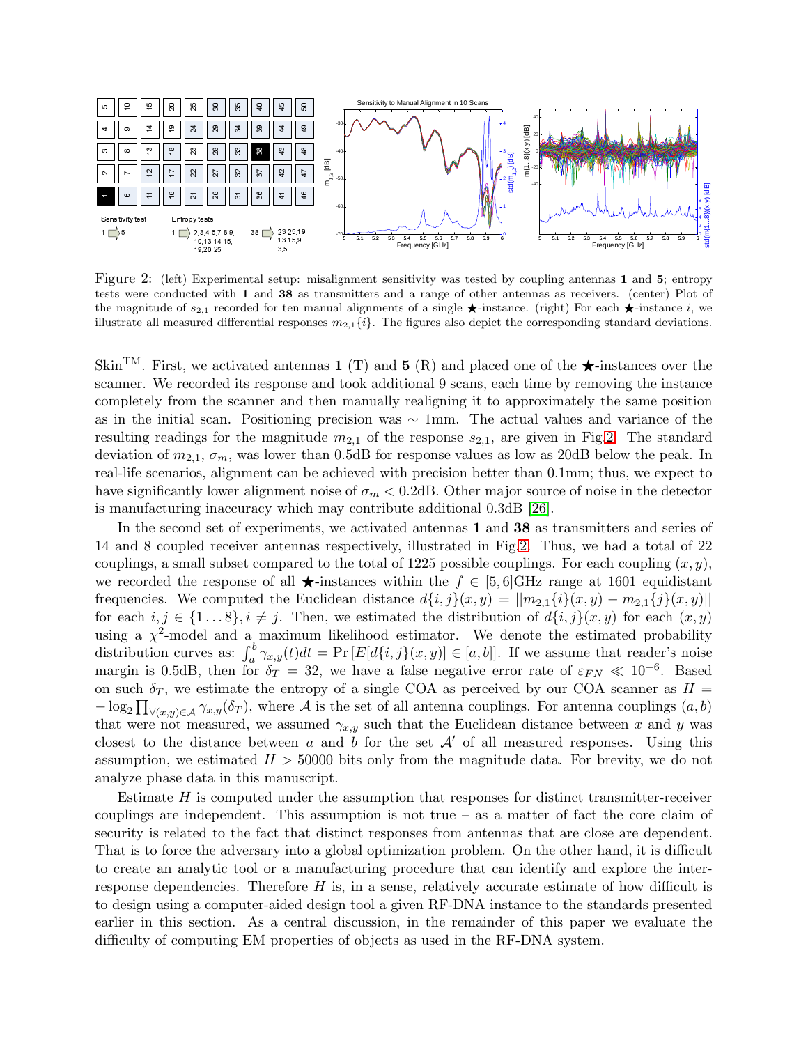Figure 2: (left) Experimental setup: misalignment sensitivity was tested by coupling antennas **1** and **5**; entropy tests were conducted with **1** and **38** as transmitters and a range of other antennas as receivers. (center) Plot of the magnitude of $s_{2,1}$ recorded for ten manual alignments of a single ★-instance. (right) For each ★-instance $i$, we illustrate all measured differential responses $m_{2,1}\{i\}$. The figures also depict the corresponding standard deviations.

Skin™. First, we activated antennas **1** (T) and **5** (R) and placed one of the ★-instances over the scanner. We recorded its response and took additional 9 scans, each time by removing the instance completely from the scanner and then manually realigning it to approximately the same position as in the initial scan. Positioning precision was $\sim$ 1mm. The actual values and variance of the resulting readings for the magnitude $m_{2,1}$ of the response $s_{2,1}$, are given in Fig.2. The standard deviation of $m_{2,1}$, $\sigma_m$, was lower than 0.5dB for response values as low as 20dB below the peak. In real-life scenarios, alignment can be achieved with precision better than 0.1mm; thus, we expect to have significantly lower alignment noise of $\sigma_m < 0.2$dB. Other major source of noise in the detector is manufacturing inaccuracy which may contribute additional 0.3dB [26].

In the second set of experiments, we activated antennas **1** and **38** as transmitters and series of 14 and 8 coupled receiver antennas respectively, illustrated in Fig.2. Thus, we had a total of 22 couplings, a small subset compared to the total of 1225 possible couplings. For each coupling $(x, y)$, we recorded the response of all ★-instances within the $f \in [5, 6]$GHz range at 1601 equidistant frequencies. We computed the Euclidean distance $d\{i, j\}(x, y) = ||m_{2,1}\{i\}(x, y) - m_{2,1}\{j\}(x, y)||$ for each $i, j \in \{1 \dots 8\}, i \neq j$. Then, we estimated the distribution of $d\{i, j\}(x, y)$ for each $(x, y)$ using a $\chi^2$-model and a maximum likelihood estimator. We denote the estimated probability distribution curves as: $\int_a^b \gamma_{x,y}(t)dt = \Pr[E[d\{i, j\}(x, y)] \in [a, b]]$. If we assume that reader's noise margin is 0.5dB, then for $\delta_T = 32$, we have a false negative error rate of $\varepsilon_{FN} \ll 10^{-6}$. Based on such $\delta_T$, we estimate the entropy of a single COA as perceived by our COA scanner as $H = -\log_2 \prod_{\forall(x,y)\in\mathcal{A}} \gamma_{x,y}(\delta_T)$, where $\mathcal{A}$ is the set of all antenna couplings. For antenna couplings $(a, b)$ that were not measured, we assumed $\gamma_{x,y}$ such that the Euclidean distance between $x$ and $y$ was closest to the distance between $a$ and $b$ for the set $\mathcal{A}'$ of all measured responses. Using this assumption, we estimated $H > 50000$ bits only from the magnitude data. For brevity, we do not analyze phase data in this manuscript.

Estimate $H$ is computed under the assumption that responses for distinct transmitter-receiver couplings are independent. This assumption is not true – as a matter of fact the core claim of security is related to the fact that distinct responses from antennas that are close are dependent. That is to force the adversary into a global optimization problem. On the other hand, it is difficult to create an analytic tool or a manufacturing procedure that can identify and explore the inter-response dependencies. Therefore $H$ is, in a sense, relatively accurate estimate of how difficult is to design using a computer-aided design tool a given RF-DNA instance to the standards presented earlier in this section. As a central discussion, in the remainder of this paper we evaluate the difficulty of computing EM properties of objects as used in the RF-DNA system.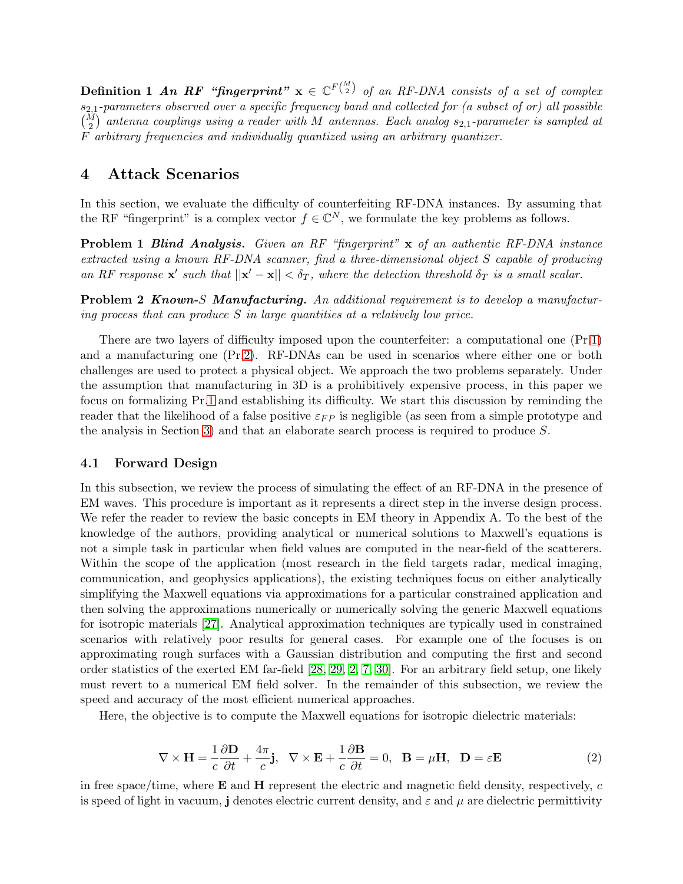**Definition 1** ***An RF "fingerprint"*** $\mathbf{x} \in \mathbb{C}^{F\binom{M}{2}}$ *of an RF-DNA consists of a set of complex $s_{2,1}$-parameters observed over a specific frequency band and collected for (a subset of or) all possible $\binom{M}{2}$ antenna couplings using a reader with $M$ antennas. Each analog $s_{2,1}$-parameter is sampled at $F$ arbitrary frequencies and individually quantized using an arbitrary quantizer.*

# 4 Attack Scenarios

In this section, we evaluate the difficulty of counterfeiting RF-DNA instances. By assuming that the RF "fingerprint" is a complex vector $f \in \mathbb{C}^N$, we formulate the key problems as follows.

**Problem 1** ***Blind Analysis.*** *Given an RF "fingerprint" $\mathbf{x}$ of an authentic RF-DNA instance extracted using a known RF-DNA scanner, find a three-dimensional object $S$ capable of producing an RF response $\mathbf{x}'$ such that $||\mathbf{x}' - \mathbf{x}|| < \delta_T$, where the detection threshold $\delta_T$ is a small scalar.*

**Problem 2** ***Known-$S$ Manufacturing.*** *An additional requirement is to develop a manufacturing process that can produce $S$ in large quantities at a relatively low price.*

There are two layers of difficulty imposed upon the counterfeiter: a computational one (Pr.1) and a manufacturing one (Pr.2). RF-DNAs can be used in scenarios where either one or both challenges are used to protect a physical object. We approach the two problems separately. Under the assumption that manufacturing in 3D is a prohibitively expensive process, in this paper we focus on formalizing Pr.1 and establishing its difficulty. We start this discussion by reminding the reader that the likelihood of a false positive $\varepsilon_{FP}$ is negligible (as seen from a simple prototype and the analysis in Section 3) and that an elaborate search process is required to produce $S$.

## 4.1 Forward Design

In this subsection, we review the process of simulating the effect of an RF-DNA in the presence of EM waves. This procedure is important as it represents a direct step in the inverse design process. We refer the reader to review the basic concepts in EM theory in Appendix A. To the best of the knowledge of the authors, providing analytical or numerical solutions to Maxwell's equations is not a simple task in particular when field values are computed in the near-field of the scatterers. Within the scope of the application (most research in the field targets radar, medical imaging, communication, and geophysics applications), the existing techniques focus on either analytically simplifying the Maxwell equations via approximations for a particular constrained application and then solving the approximations numerically or numerically solving the generic Maxwell equations for isotropic materials [27]. Analytical approximation techniques are typically used in constrained scenarios with relatively poor results for general cases. For example one of the focuses is on approximating rough surfaces with a Gaussian distribution and computing the first and second order statistics of the exerted EM far-field [28, 29, 2, 7, 30]. For an arbitrary field setup, one likely must revert to a numerical EM field solver. In the remainder of this subsection, we review the speed and accuracy of the most efficient numerical approaches.

Here, the objective is to compute the Maxwell equations for isotropic dielectric materials:

$$\nabla \times \mathbf{H} = \frac{1}{c}\frac{\partial \mathbf{D}}{\partial t} + \frac{4\pi}{c}\mathbf{j}, \quad \nabla \times \mathbf{E} + \frac{1}{c}\frac{\partial \mathbf{B}}{\partial t} = 0, \quad \mathbf{B} = \mu \mathbf{H}, \quad \mathbf{D} = \varepsilon \mathbf{E} \tag{2}$$

in free space/time, where $\mathbf{E}$ and $\mathbf{H}$ represent the electric and magnetic field density, respectively, $c$ is speed of light in vacuum, $\mathbf{j}$ denotes electric current density, and $\varepsilon$ and $\mu$ are dielectric permittivity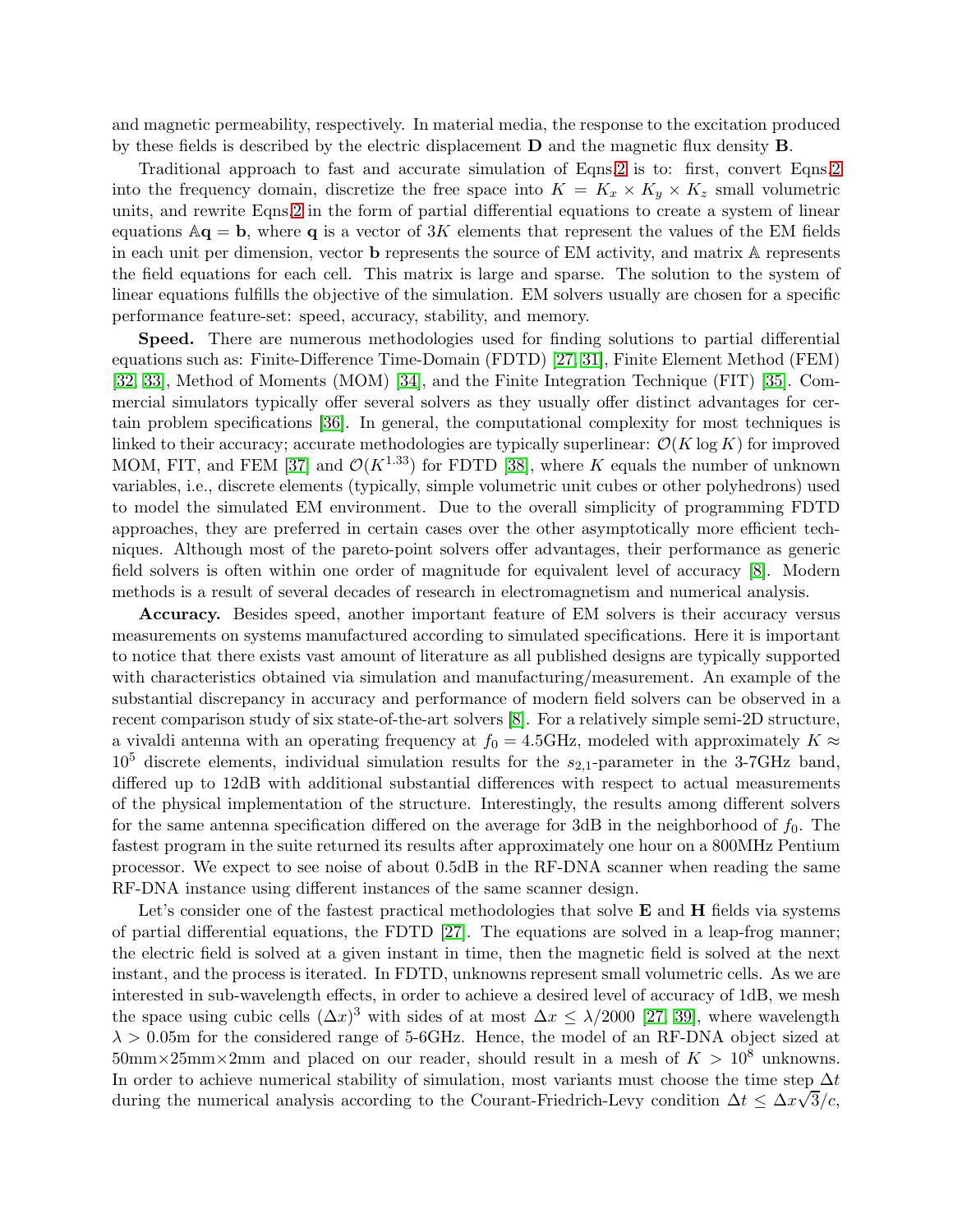and magnetic permeability, respectively. In material media, the response to the excitation produced by these fields is described by the electric displacement $\mathbf{D}$ and the magnetic flux density $\mathbf{B}$.

Traditional approach to fast and accurate simulation of Eqns.2 is to: first, convert Eqns.2 into the frequency domain, discretize the free space into $K = K_x \times K_y \times K_z$ small volumetric units, and rewrite Eqns.2 in the form of partial differential equations to create a system of linear equations $\mathbb{A}\mathbf{q} = \mathbf{b}$, where $\mathbf{q}$ is a vector of $3K$ elements that represent the values of the EM fields in each unit per dimension, vector $\mathbf{b}$ represents the source of EM activity, and matrix $\mathbb{A}$ represents the field equations for each cell. This matrix is large and sparse. The solution to the system of linear equations fulfills the objective of the simulation. EM solvers usually are chosen for a specific performance feature-set: speed, accuracy, stability, and memory.

**Speed.** There are numerous methodologies used for finding solutions to partial differential equations such as: Finite-Difference Time-Domain (FDTD) [27, 31], Finite Element Method (FEM) [32, 33], Method of Moments (MOM) [34], and the Finite Integration Technique (FIT) [35]. Commercial simulators typically offer several solvers as they usually offer distinct advantages for certain problem specifications [36]. In general, the computational complexity for most techniques is linked to their accuracy; accurate methodologies are typically superlinear: $\mathcal{O}(K \log K)$ for improved MOM, FIT, and FEM [37] and $\mathcal{O}(K^{1.33})$ for FDTD [38], where $K$ equals the number of unknown variables, i.e., discrete elements (typically, simple volumetric unit cubes or other polyhedrons) used to model the simulated EM environment. Due to the overall simplicity of programming FDTD approaches, they are preferred in certain cases over the other asymptotically more efficient techniques. Although most of the pareto-point solvers offer advantages, their performance as generic field solvers is often within one order of magnitude for equivalent level of accuracy [8]. Modern methods is a result of several decades of research in electromagnetism and numerical analysis.

**Accuracy.** Besides speed, another important feature of EM solvers is their accuracy versus measurements on systems manufactured according to simulated specifications. Here it is important to notice that there exists vast amount of literature as all published designs are typically supported with characteristics obtained via simulation and manufacturing/measurement. An example of the substantial discrepancy in accuracy and performance of modern field solvers can be observed in a recent comparison study of six state-of-the-art solvers [8]. For a relatively simple semi-2D structure, a vivaldi antenna with an operating frequency at $f_0 = 4.5$GHz, modeled with approximately $K \approx 10^5$ discrete elements, individual simulation results for the $s_{2,1}$-parameter in the 3-7GHz band, differed up to 12dB with additional substantial differences with respect to actual measurements of the physical implementation of the structure. Interestingly, the results among different solvers for the same antenna specification differed on the average for 3dB in the neighborhood of $f_0$. The fastest program in the suite returned its results after approximately one hour on a 800MHz Pentium processor. We expect to see noise of about 0.5dB in the RF-DNA scanner when reading the same RF-DNA instance using different instances of the same scanner design.

Let's consider one of the fastest practical methodologies that solve $\mathbf{E}$ and $\mathbf{H}$ fields via systems of partial differential equations, the FDTD [27]. The equations are solved in a leap-frog manner; the electric field is solved at a given instant in time, then the magnetic field is solved at the next instant, and the process is iterated. In FDTD, unknowns represent small volumetric cells. As we are interested in sub-wavelength effects, in order to achieve a desired level of accuracy of 1dB, we mesh the space using cubic cells $(\Delta x)^3$ with sides of at most $\Delta x \leq \lambda/2000$ [27, 39], where wavelength $\lambda > 0.05$m for the considered range of 5-6GHz. Hence, the model of an RF-DNA object sized at 50mm$\times$25mm$\times$2mm and placed on our reader, should result in a mesh of $K > 10^8$ unknowns. In order to achieve numerical stability of simulation, most variants must choose the time step $\Delta t$ during the numerical analysis according to the Courant-Friedrich-Levy condition $\Delta t \leq \Delta x\sqrt{3}/c$,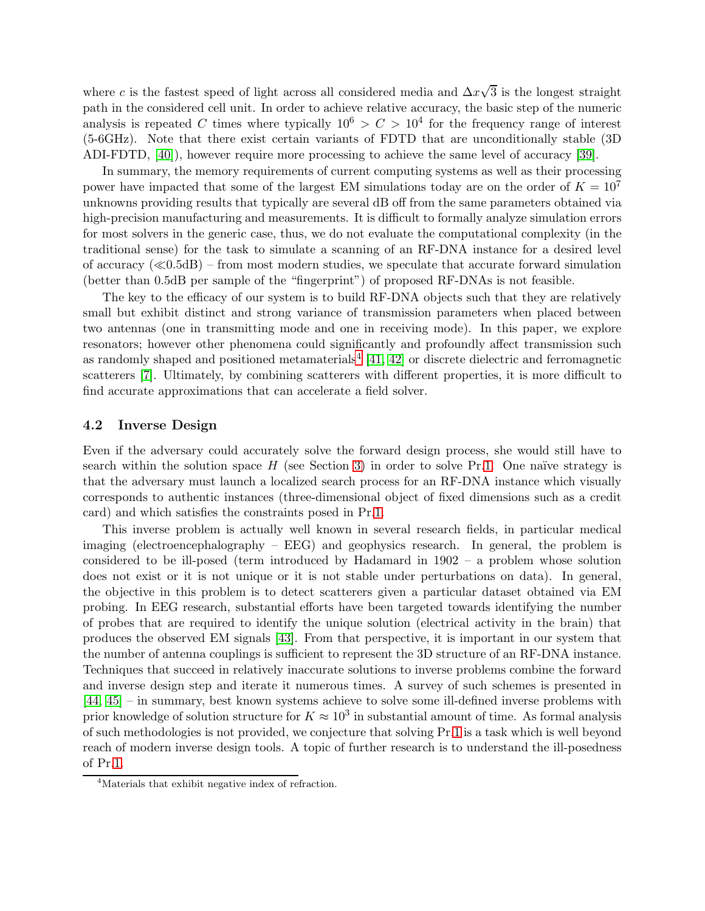where $c$ is the fastest speed of light across all considered media and $\Delta x\sqrt{3}$ is the longest straight path in the considered cell unit. In order to achieve relative accuracy, the basic step of the numeric analysis is repeated $C$ times where typically $10^6 > C > 10^4$ for the frequency range of interest (5-6GHz). Note that there exist certain variants of FDTD that are unconditionally stable (3D ADI-FDTD, [40]), however require more processing to achieve the same level of accuracy [39].

In summary, the memory requirements of current computing systems as well as their processing power have impacted that some of the largest EM simulations today are on the order of $K = 10^7$ unknowns providing results that typically are several dB off from the same parameters obtained via high-precision manufacturing and measurements. It is difficult to formally analyze simulation errors for most solvers in the generic case, thus, we do not evaluate the computational complexity (in the traditional sense) for the task to simulate a scanning of an RF-DNA instance for a desired level of accuracy ($\ll$0.5dB) – from most modern studies, we speculate that accurate forward simulation (better than 0.5dB per sample of the "fingerprint") of proposed RF-DNAs is not feasible.

The key to the efficacy of our system is to build RF-DNA objects such that they are relatively small but exhibit distinct and strong variance of transmission parameters when placed between two antennas (one in transmitting mode and one in receiving mode). In this paper, we explore resonators; however other phenomena could significantly and profoundly affect transmission such as randomly shaped and positioned metamaterials[4] [41, 42] or discrete dielectric and ferromagnetic scatterers [7]. Ultimately, by combining scatterers with different properties, it is more difficult to find accurate approximations that can accelerate a field solver.

### 4.2 Inverse Design

Even if the adversary could accurately solve the forward design process, she would still have to search within the solution space $H$ (see Section 3) in order to solve Pr.1. One naïve strategy is that the adversary must launch a localized search process for an RF-DNA instance which visually corresponds to authentic instances (three-dimensional object of fixed dimensions such as a credit card) and which satisfies the constraints posed in Pr.1.

This inverse problem is actually well known in several research fields, in particular medical imaging (electroencephalography – EEG) and geophysics research. In general, the problem is considered to be ill-posed (term introduced by Hadamard in 1902 – a problem whose solution does not exist or it is not unique or it is not stable under perturbations on data). In general, the objective in this problem is to detect scatterers given a particular dataset obtained via EM probing. In EEG research, substantial efforts have been targeted towards identifying the number of probes that are required to identify the unique solution (electrical activity in the brain) that produces the observed EM signals [43]. From that perspective, it is important in our system that the number of antenna couplings is sufficient to represent the 3D structure of an RF-DNA instance. Techniques that succeed in relatively inaccurate solutions to inverse problems combine the forward and inverse design step and iterate it numerous times. A survey of such schemes is presented in [44, 45] – in summary, best known systems achieve to solve some ill-defined inverse problems with prior knowledge of solution structure for $K \approx 10^3$ in substantial amount of time. As formal analysis of such methodologies is not provided, we conjecture that solving Pr.1 is a task which is well beyond reach of modern inverse design tools. A topic of further research is to understand the ill-posedness of Pr.1.

[4] Materials that exhibit negative index of refraction.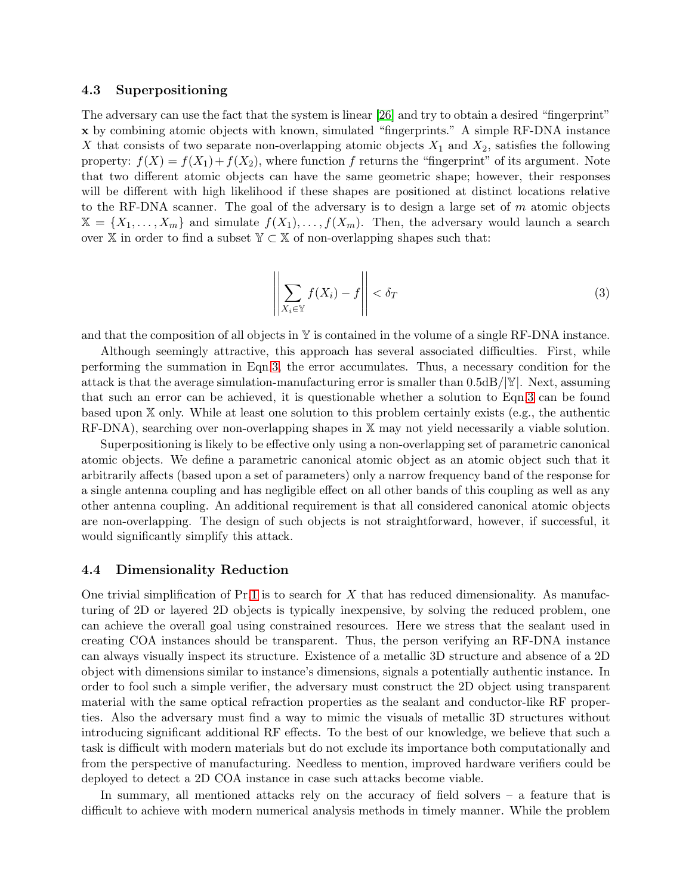### 4.3 Superpositioning

The adversary can use the fact that the system is linear [26] and try to obtain a desired "fingerprint" $\mathbf{x}$ by combining atomic objects with known, simulated "fingerprints." A simple RF-DNA instance $X$ that consists of two separate non-overlapping atomic objects $X_1$ and $X_2$, satisfies the following property: $f(X) = f(X_1) + f(X_2)$, where function $f$ returns the "fingerprint" of its argument. Note that two different atomic objects can have the same geometric shape; however, their responses will be different with high likelihood if these shapes are positioned at distinct locations relative to the RF-DNA scanner. The goal of the adversary is to design a large set of $m$ atomic objects $\mathbb{X} = \{X_1, \ldots, X_m\}$ and simulate $f(X_1), \ldots, f(X_m)$. Then, the adversary would launch a search over $\mathbb{X}$ in order to find a subset $\mathbb{Y} \subset \mathbb{X}$ of non-overlapping shapes such that:

$$\left|\left|\sum_{X_i \in \mathbb{Y}} f(X_i) - f\right|\right| < \delta_T \tag{3}$$

and that the composition of all objects in $\mathbb{Y}$ is contained in the volume of a single RF-DNA instance.

Although seemingly attractive, this approach has several associated difficulties. First, while performing the summation in Eqn.3, the error accumulates. Thus, a necessary condition for the attack is that the average simulation-manufacturing error is smaller than $0.5\text{dB}/|\mathbb{Y}|$. Next, assuming that such an error can be achieved, it is questionable whether a solution to Eqn.3 can be found based upon $\mathbb{X}$ only. While at least one solution to this problem certainly exists (e.g., the authentic RF-DNA), searching over non-overlapping shapes in $\mathbb{X}$ may not yield necessarily a viable solution.

Superpositioning is likely to be effective only using a non-overlapping set of parametric canonical atomic objects. We define a parametric canonical atomic object as an atomic object such that it arbitrarily affects (based upon a set of parameters) only a narrow frequency band of the response for a single antenna coupling and has negligible effect on all other bands of this coupling as well as any other antenna coupling. An additional requirement is that all considered canonical atomic objects are non-overlapping. The design of such objects is not straightforward, however, if successful, it would significantly simplify this attack.

### 4.4 Dimensionality Reduction

One trivial simplification of Pr.1 is to search for $X$ that has reduced dimensionality. As manufacturing of 2D or layered 2D objects is typically inexpensive, by solving the reduced problem, one can achieve the overall goal using constrained resources. Here we stress that the sealant used in creating COA instances should be transparent. Thus, the person verifying an RF-DNA instance can always visually inspect its structure. Existence of a metallic 3D structure and absence of a 2D object with dimensions similar to instance's dimensions, signals a potentially authentic instance. In order to fool such a simple verifier, the adversary must construct the 2D object using transparent material with the same optical refraction properties as the sealant and conductor-like RF properties. Also the adversary must find a way to mimic the visuals of metallic 3D structures without introducing significant additional RF effects. To the best of our knowledge, we believe that such a task is difficult with modern materials but do not exclude its importance both computationally and from the perspective of manufacturing. Needless to mention, improved hardware verifiers could be deployed to detect a 2D COA instance in case such attacks become viable.

In summary, all mentioned attacks rely on the accuracy of field solvers – a feature that is difficult to achieve with modern numerical analysis methods in timely manner. While the problem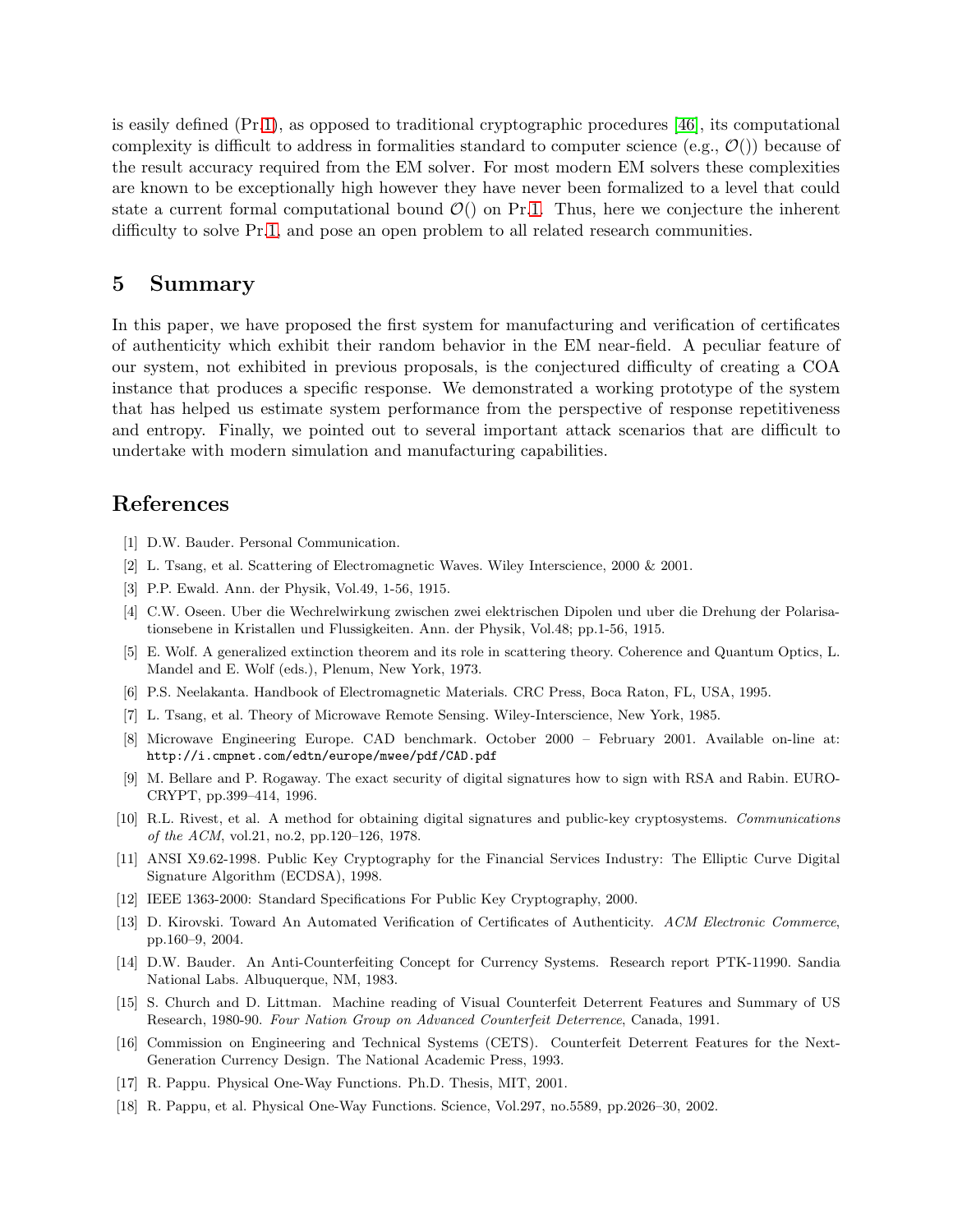is easily defined (Pr.1), as opposed to traditional cryptographic procedures [46], its computational complexity is difficult to address in formalities standard to computer science (e.g., $\mathcal{O}()$) because of the result accuracy required from the EM solver. For most modern EM solvers these complexities are known to be exceptionally high however they have never been formalized to a level that could state a current formal computational bound $\mathcal{O}()$ on Pr.1. Thus, here we conjecture the inherent difficulty to solve Pr.1, and pose an open problem to all related research communities.

## 5 Summary

In this paper, we have proposed the first system for manufacturing and verification of certificates of authenticity which exhibit their random behavior in the EM near-field. A peculiar feature of our system, not exhibited in previous proposals, is the conjectured difficulty of creating a COA instance that produces a specific response. We demonstrated a working prototype of the system that has helped us estimate system performance from the perspective of response repetitiveness and entropy. Finally, we pointed out to several important attack scenarios that are difficult to undertake with modern simulation and manufacturing capabilities.

## References

[1] D.W. Bauder. Personal Communication.

[2] L. Tsang, et al. Scattering of Electromagnetic Waves. Wiley Interscience, 2000 & 2001.

[3] P.P. Ewald. Ann. der Physik, Vol.49, 1-56, 1915.

[4] C.W. Oseen. Uber die Wechrelwirkung zwischen zwei elektrischen Dipolen und uber die Drehung der Polarisationsebene in Kristallen und Flussigkeiten. Ann. der Physik, Vol.48; pp.1-56, 1915.

[5] E. Wolf. A generalized extinction theorem and its role in scattering theory. Coherence and Quantum Optics, L. Mandel and E. Wolf (eds.), Plenum, New York, 1973.

[6] P.S. Neelakanta. Handbook of Electromagnetic Materials. CRC Press, Boca Raton, FL, USA, 1995.

[7] L. Tsang, et al. Theory of Microwave Remote Sensing. Wiley-Interscience, New York, 1985.

[8] Microwave Engineering Europe. CAD benchmark. October 2000 – February 2001. Available on-line at: `http://i.cmpnet.com/edtn/europe/mwee/pdf/CAD.pdf`

[9] M. Bellare and P. Rogaway. The exact security of digital signatures how to sign with RSA and Rabin. EUROCRYPT, pp.399–414, 1996.

[10] R.L. Rivest, et al. A method for obtaining digital signatures and public-key cryptosystems. *Communications of the ACM*, vol.21, no.2, pp.120–126, 1978.

[11] ANSI X9.62-1998. Public Key Cryptography for the Financial Services Industry: The Elliptic Curve Digital Signature Algorithm (ECDSA), 1998.

[12] IEEE 1363-2000: Standard Specifications For Public Key Cryptography, 2000.

[13] D. Kirovski. Toward An Automated Verification of Certificates of Authenticity. *ACM Electronic Commerce*, pp.160–9, 2004.

[14] D.W. Bauder. An Anti-Counterfeiting Concept for Currency Systems. Research report PTK-11990. Sandia National Labs. Albuquerque, NM, 1983.

[15] S. Church and D. Littman. Machine reading of Visual Counterfeit Deterrent Features and Summary of US Research, 1980-90. *Four Nation Group on Advanced Counterfeit Deterrence*, Canada, 1991.

[16] Commission on Engineering and Technical Systems (CETS). Counterfeit Deterrent Features for the Next-Generation Currency Design. The National Academic Press, 1993.

[17] R. Pappu. Physical One-Way Functions. Ph.D. Thesis, MIT, 2001.

[18] R. Pappu, et al. Physical One-Way Functions. Science, Vol.297, no.5589, pp.2026–30, 2002.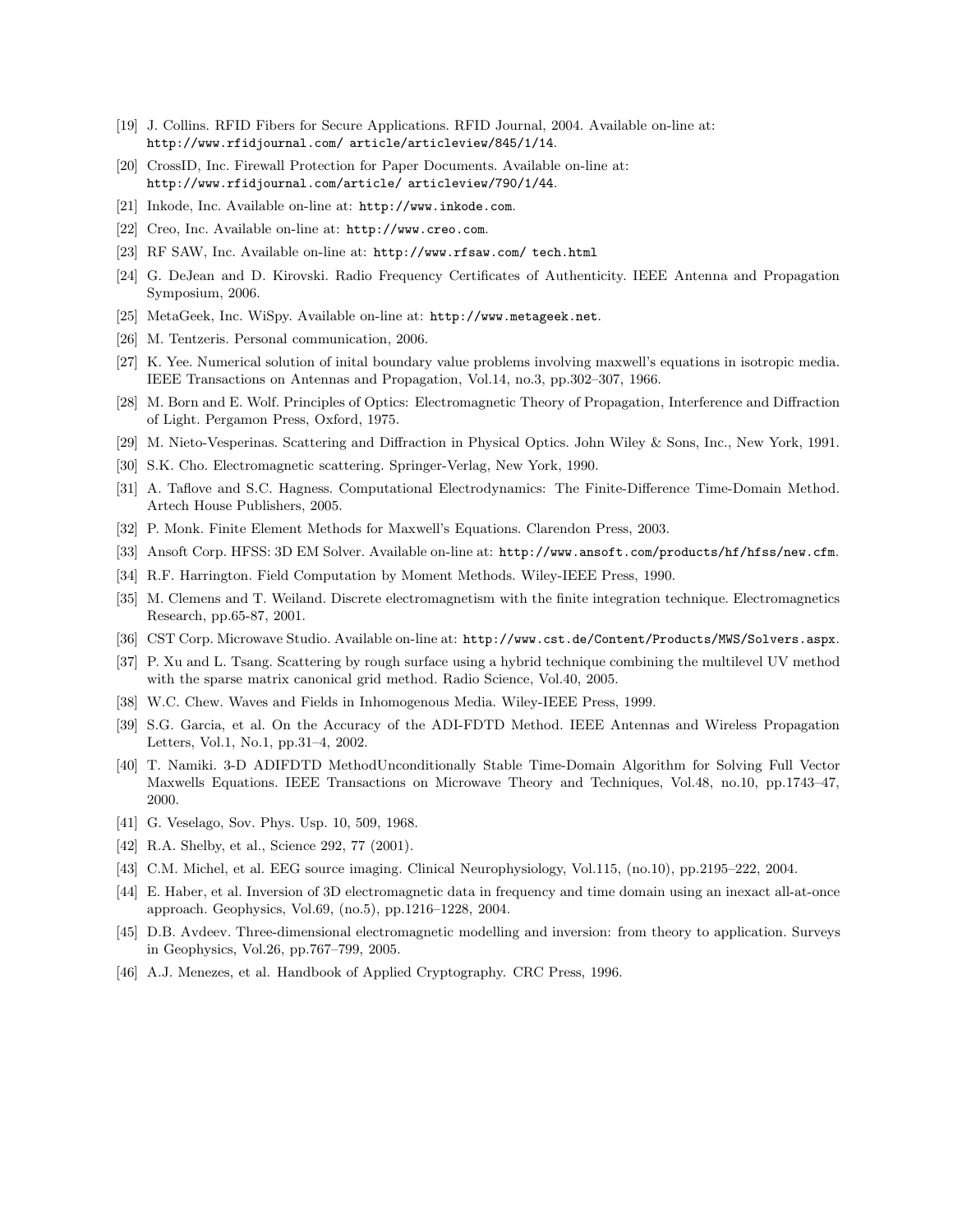[19] J. Collins. RFID Fibers for Secure Applications. RFID Journal, 2004. Available on-line at: `http://www.rfidjournal.com/ article/articleview/845/1/14`.

[20] CrossID, Inc. Firewall Protection for Paper Documents. Available on-line at: `http://www.rfidjournal.com/article/ articleview/790/1/44`.

[21] Inkode, Inc. Available on-line at: `http://www.inkode.com`.

[22] Creo, Inc. Available on-line at: `http://www.creo.com`.

[23] RF SAW, Inc. Available on-line at: `http://www.rfsaw.com/ tech.html`

[24] G. DeJean and D. Kirovski. Radio Frequency Certificates of Authenticity. IEEE Antenna and Propagation Symposium, 2006.

[25] MetaGeek, Inc. WiSpy. Available on-line at: `http://www.metageek.net`.

[26] M. Tentzeris. Personal communication, 2006.

[27] K. Yee. Numerical solution of inital boundary value problems involving maxwell's equations in isotropic media. IEEE Transactions on Antennas and Propagation, Vol.14, no.3, pp.302–307, 1966.

[28] M. Born and E. Wolf. Principles of Optics: Electromagnetic Theory of Propagation, Interference and Diffraction of Light. Pergamon Press, Oxford, 1975.

[29] M. Nieto-Vesperinas. Scattering and Diffraction in Physical Optics. John Wiley & Sons, Inc., New York, 1991.

[30] S.K. Cho. Electromagnetic scattering. Springer-Verlag, New York, 1990.

[31] A. Taflove and S.C. Hagness. Computational Electrodynamics: The Finite-Difference Time-Domain Method. Artech House Publishers, 2005.

[32] P. Monk. Finite Element Methods for Maxwell's Equations. Clarendon Press, 2003.

[33] Ansoft Corp. HFSS: 3D EM Solver. Available on-line at: `http://www.ansoft.com/products/hf/hfss/new.cfm`.

[34] R.F. Harrington. Field Computation by Moment Methods. Wiley-IEEE Press, 1990.

[35] M. Clemens and T. Weiland. Discrete electromagnetism with the finite integration technique. Electromagnetics Research, pp.65-87, 2001.

[36] CST Corp. Microwave Studio. Available on-line at: `http://www.cst.de/Content/Products/MWS/Solvers.aspx`.

[37] P. Xu and L. Tsang. Scattering by rough surface using a hybrid technique combining the multilevel UV method with the sparse matrix canonical grid method. Radio Science, Vol.40, 2005.

[38] W.C. Chew. Waves and Fields in Inhomogenous Media. Wiley-IEEE Press, 1999.

[39] S.G. Garcia, et al. On the Accuracy of the ADI-FDTD Method. IEEE Antennas and Wireless Propagation Letters, Vol.1, No.1, pp.31–4, 2002.

[40] T. Namiki. 3-D ADIFDTD MethodUnconditionally Stable Time-Domain Algorithm for Solving Full Vector Maxwells Equations. IEEE Transactions on Microwave Theory and Techniques, Vol.48, no.10, pp.1743–47, 2000.

[41] G. Veselago, Sov. Phys. Usp. 10, 509, 1968.

[42] R.A. Shelby, et al., Science 292, 77 (2001).

[43] C.M. Michel, et al. EEG source imaging. Clinical Neurophysiology, Vol.115, (no.10), pp.2195–222, 2004.

[44] E. Haber, et al. Inversion of 3D electromagnetic data in frequency and time domain using an inexact all-at-once approach. Geophysics, Vol.69, (no.5), pp.1216–1228, 2004.

[45] D.B. Avdeev. Three-dimensional electromagnetic modelling and inversion: from theory to application. Surveys in Geophysics, Vol.26, pp.767–799, 2005.

[46] A.J. Menezes, et al. Handbook of Applied Cryptography. CRC Press, 1996.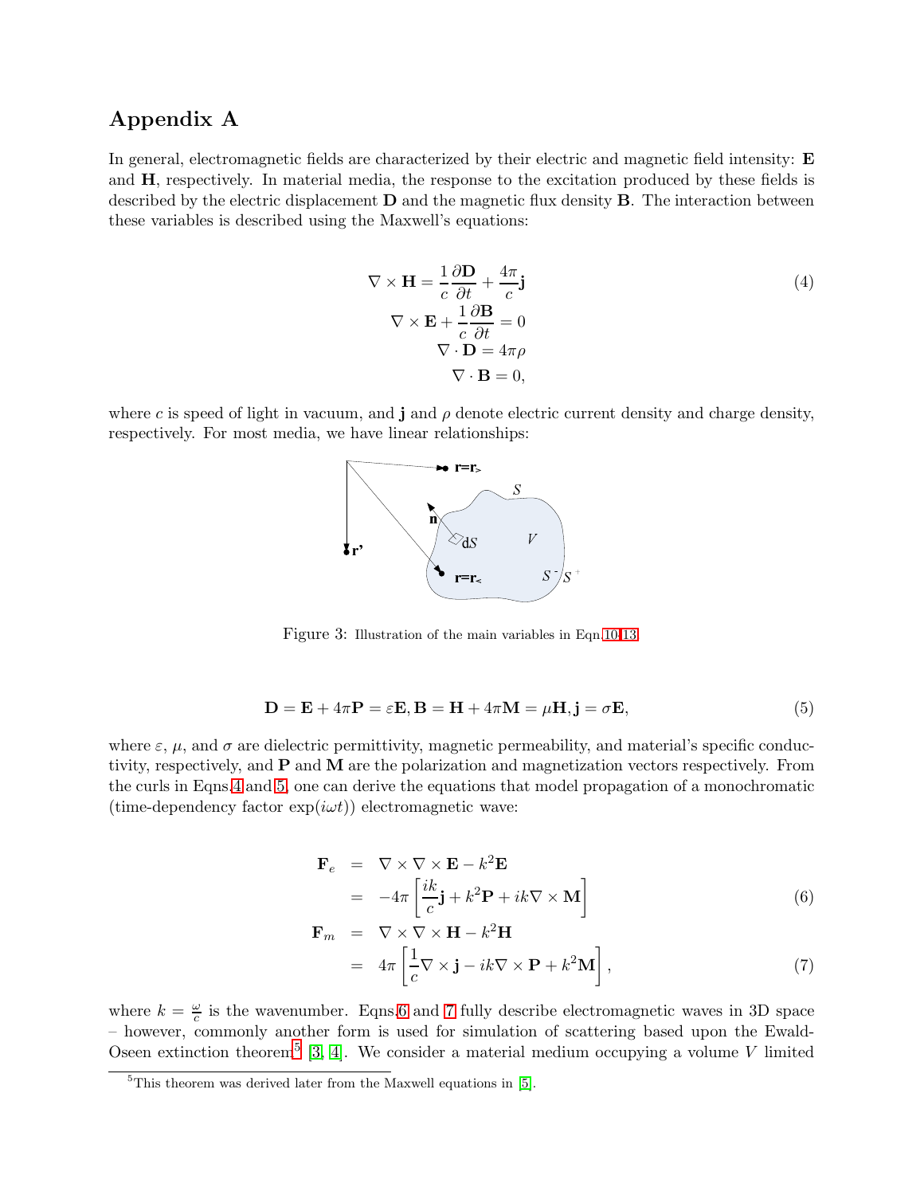## Appendix A

In general, electromagnetic fields are characterized by their electric and magnetic field intensity: $\mathbf{E}$ and $\mathbf{H}$, respectively. In material media, the response to the excitation produced by these fields is described by the electric displacement $\mathbf{D}$ and the magnetic flux density $\mathbf{B}$. The interaction between these variables is described using the Maxwell's equations:

$$
\begin{aligned}
\nabla \times \mathbf{H} &= \frac{1}{c}\frac{\partial \mathbf{D}}{\partial t} + \frac{4\pi}{c}\mathbf{j} \\
\nabla \times \mathbf{E} + \frac{1}{c}\frac{\partial \mathbf{B}}{\partial t} &= 0 \\
\nabla \cdot \mathbf{D} &= 4\pi\rho \\
\nabla \cdot \mathbf{B} &= 0,
\end{aligned}
\tag{4}
$$

where $c$ is speed of light in vacuum, and $\mathbf{j}$ and $\rho$ denote electric current density and charge density, respectively. For most media, we have linear relationships:

Figure 3: Illustration of the main variables in Eqn.10-13

$$
\mathbf{D} = \mathbf{E} + 4\pi\mathbf{P} = \varepsilon\mathbf{E}, \mathbf{B} = \mathbf{H} + 4\pi\mathbf{M} = \mu\mathbf{H}, \mathbf{j} = \sigma\mathbf{E},
\tag{5}
$$

where $\varepsilon$, $\mu$, and $\sigma$ are dielectric permittivity, magnetic permeability, and material's specific conductivity, respectively, and $\mathbf{P}$ and $\mathbf{M}$ are the polarization and magnetization vectors respectively. From the curls in Eqns.4 and 5, one can derive the equations that model propagation of a monochromatic (time-dependency factor $\exp(i\omega t)$) electromagnetic wave:

$$
\begin{aligned}
\mathbf{F}_e &= \nabla \times \nabla \times \mathbf{E} - k^2\mathbf{E} \\
&= -4\pi\left[\frac{ik}{c}\mathbf{j} + k^2\mathbf{P} + ik\nabla \times \mathbf{M}\right]
\end{aligned}
\tag{6}
$$

$$
\begin{aligned}
\mathbf{F}_m &= \nabla \times \nabla \times \mathbf{H} - k^2\mathbf{H} \\
&= 4\pi\left[\frac{1}{c}\nabla \times \mathbf{j} - ik\nabla \times \mathbf{P} + k^2\mathbf{M}\right],
\end{aligned}
\tag{7}
$$

where $k = \frac{\omega}{c}$ is the wavenumber. Eqns.6 and 7 fully describe electromagnetic waves in 3D space – however, commonly another form is used for simulation of scattering based upon the Ewald-Oseen extinction theorem[5] [3, 4]. We consider a material medium occupying a volume $V$ limited

[5]This theorem was derived later from the Maxwell equations in [5].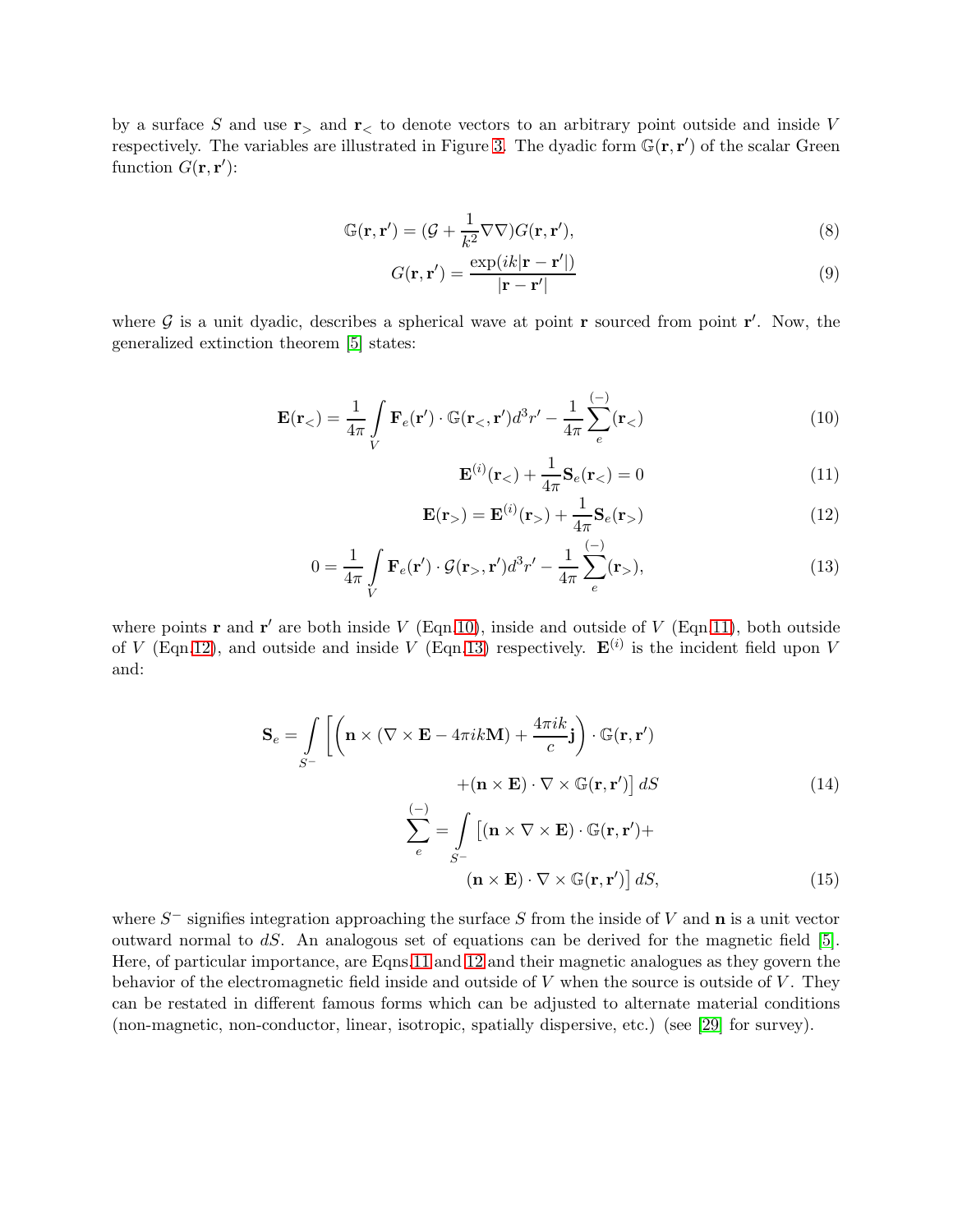by a surface $S$ and use $\mathbf{r}_>$ and $\mathbf{r}_<$ to denote vectors to an arbitrary point outside and inside $V$ respectively. The variables are illustrated in Figure 3. The dyadic form $\mathbb{G}(\mathbf{r}, \mathbf{r}')$ of the scalar Green function $G(\mathbf{r}, \mathbf{r}')$:

$$\mathbb{G}(\mathbf{r}, \mathbf{r}') = (\mathcal{G} + \frac{1}{k^2}\nabla\nabla)G(\mathbf{r}, \mathbf{r}'), \tag{8}$$

$$G(\mathbf{r}, \mathbf{r}') = \frac{\exp(ik|\mathbf{r} - \mathbf{r}'|)}{|\mathbf{r} - \mathbf{r}'|} \tag{9}$$

where $\mathcal{G}$ is a unit dyadic, describes a spherical wave at point $\mathbf{r}$ sourced from point $\mathbf{r}'$. Now, the generalized extinction theorem [5] states:

$$\mathbf{E}(\mathbf{r}_<) = \frac{1}{4\pi}\int\limits_V \mathbf{F}_e(\mathbf{r}') \cdot \mathbb{G}(\mathbf{r}_<, \mathbf{r}') d^3r' - \frac{1}{4\pi}\sum_e^{(-)}(\mathbf{r}_<) \tag{10}$$

$$\mathbf{E}^{(i)}(\mathbf{r}_<) + \frac{1}{4\pi}\mathbf{S}_e(\mathbf{r}_<) = 0 \tag{11}$$

$$\mathbf{E}(\mathbf{r}_>) = \mathbf{E}^{(i)}(\mathbf{r}_>) + \frac{1}{4\pi}\mathbf{S}_e(\mathbf{r}_>) \tag{12}$$

$$0 = \frac{1}{4\pi}\int\limits_V \mathbf{F}_e(\mathbf{r}') \cdot \mathcal{G}(\mathbf{r}_>, \mathbf{r}') d^3r' - \frac{1}{4\pi}\sum_e^{(-)}(\mathbf{r}_>), \tag{13}$$

where points $\mathbf{r}$ and $\mathbf{r}'$ are both inside $V$ (Eqn.10), inside and outside of $V$ (Eqn.11), both outside of $V$ (Eqn.12), and outside and inside $V$ (Eqn.13) respectively. $\mathbf{E}^{(i)}$ is the incident field upon $V$ and:

$$\begin{aligned}\mathbf{S}_e = \int\limits_{S^-} \Big[ \Big( \mathbf{n} \times (\nabla \times \mathbf{E} - 4\pi ik\mathbf{M}) + \frac{4\pi ik}{c}\mathbf{j} \Big) \cdot \mathbb{G}(\mathbf{r}, \mathbf{r}') \\ + (\mathbf{n} \times \mathbf{E}) \cdot \nabla \times \mathbb{G}(\mathbf{r}, \mathbf{r}') \Big] \, dS \end{aligned} \tag{14}$$

$$\begin{aligned}\sum_e^{(-)} = \int\limits_{S^-} \big[ (\mathbf{n} \times \nabla \times \mathbf{E}) \cdot \mathbb{G}(\mathbf{r}, \mathbf{r}') + \\ (\mathbf{n} \times \mathbf{E}) \cdot \nabla \times \mathbb{G}(\mathbf{r}, \mathbf{r}') \big] \, dS, \end{aligned} \tag{15}$$

where $S^-$ signifies integration approaching the surface $S$ from the inside of $V$ and $\mathbf{n}$ is a unit vector outward normal to $dS$. An analogous set of equations can be derived for the magnetic field [5]. Here, of particular importance, are Eqns.11 and 12 and their magnetic analogues as they govern the behavior of the electromagnetic field inside and outside of $V$ when the source is outside of $V$. They can be restated in different famous forms which can be adjusted to alternate material conditions (non-magnetic, non-conductor, linear, isotropic, spatially dispersive, etc.) (see [29] for survey).